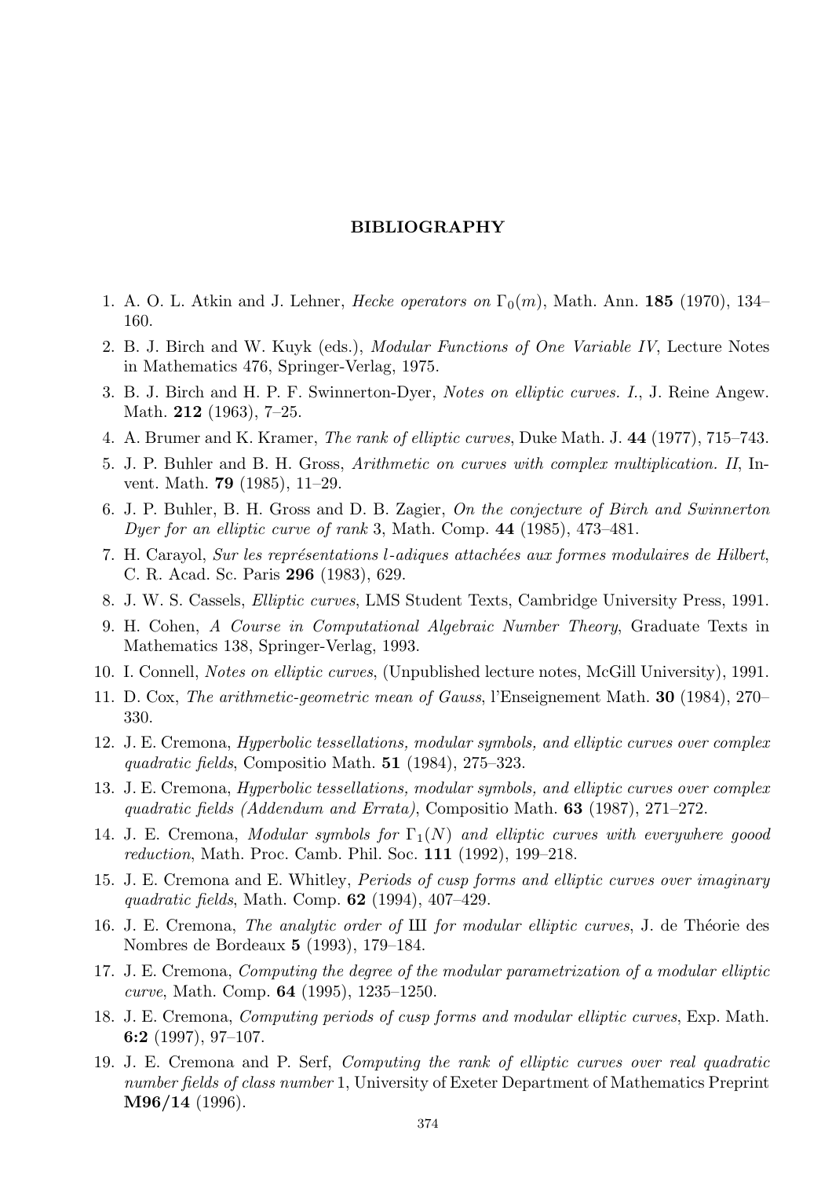# BIBLIOGRAPHY

1. A. O. L. Atkin and J. Lehner, *Hecke operators on* $\Gamma_0(m)$, Math. Ann. **185** (1970), 134–160.
2. B. J. Birch and W. Kuyk (eds.), *Modular Functions of One Variable IV*, Lecture Notes in Mathematics 476, Springer-Verlag, 1975.
3. B. J. Birch and H. P. F. Swinnerton-Dyer, *Notes on elliptic curves. I.*, J. Reine Angew. Math. **212** (1963), 7–25.
4. A. Brumer and K. Kramer, *The rank of elliptic curves*, Duke Math. J. **44** (1977), 715–743.
5. J. P. Buhler and B. H. Gross, *Arithmetic on curves with complex multiplication. II*, Invent. Math. **79** (1985), 11–29.
6. J. P. Buhler, B. H. Gross and D. B. Zagier, *On the conjecture of Birch and Swinnerton Dyer for an elliptic curve of rank* 3, Math. Comp. **44** (1985), 473–481.
7. H. Carayol, *Sur les représentations l-adiques attachées aux formes modulaires de Hilbert*, C. R. Acad. Sc. Paris **296** (1983), 629.
8. J. W. S. Cassels, *Elliptic curves*, LMS Student Texts, Cambridge University Press, 1991.
9. H. Cohen, *A Course in Computational Algebraic Number Theory*, Graduate Texts in Mathematics 138, Springer-Verlag, 1993.
10. I. Connell, *Notes on elliptic curves*, (Unpublished lecture notes, McGill University), 1991.
11. D. Cox, *The arithmetic-geometric mean of Gauss*, l'Enseignement Math. **30** (1984), 270–330.
12. J. E. Cremona, *Hyperbolic tessellations, modular symbols, and elliptic curves over complex quadratic fields*, Compositio Math. **51** (1984), 275–323.
13. J. E. Cremona, *Hyperbolic tessellations, modular symbols, and elliptic curves over complex quadratic fields (Addendum and Errata)*, Compositio Math. **63** (1987), 271–272.
14. J. E. Cremona, *Modular symbols for* $\Gamma_1(N)$ *and elliptic curves with everywhere goood reduction*, Math. Proc. Camb. Phil. Soc. **111** (1992), 199–218.
15. J. E. Cremona and E. Whitley, *Periods of cusp forms and elliptic curves over imaginary quadratic fields*, Math. Comp. **62** (1994), 407–429.
16. J. E. Cremona, *The analytic order of* Ш *for modular elliptic curves*, J. de Théorie des Nombres de Bordeaux **5** (1993), 179–184.
17. J. E. Cremona, *Computing the degree of the modular parametrization of a modular elliptic curve*, Math. Comp. **64** (1995), 1235–1250.
18. J. E. Cremona, *Computing periods of cusp forms and modular elliptic curves*, Exp. Math. **6:2** (1997), 97–107.
19. J. E. Cremona and P. Serf, *Computing the rank of elliptic curves over real quadratic number fields of class number* 1, University of Exeter Department of Mathematics Preprint **M96/14** (1996).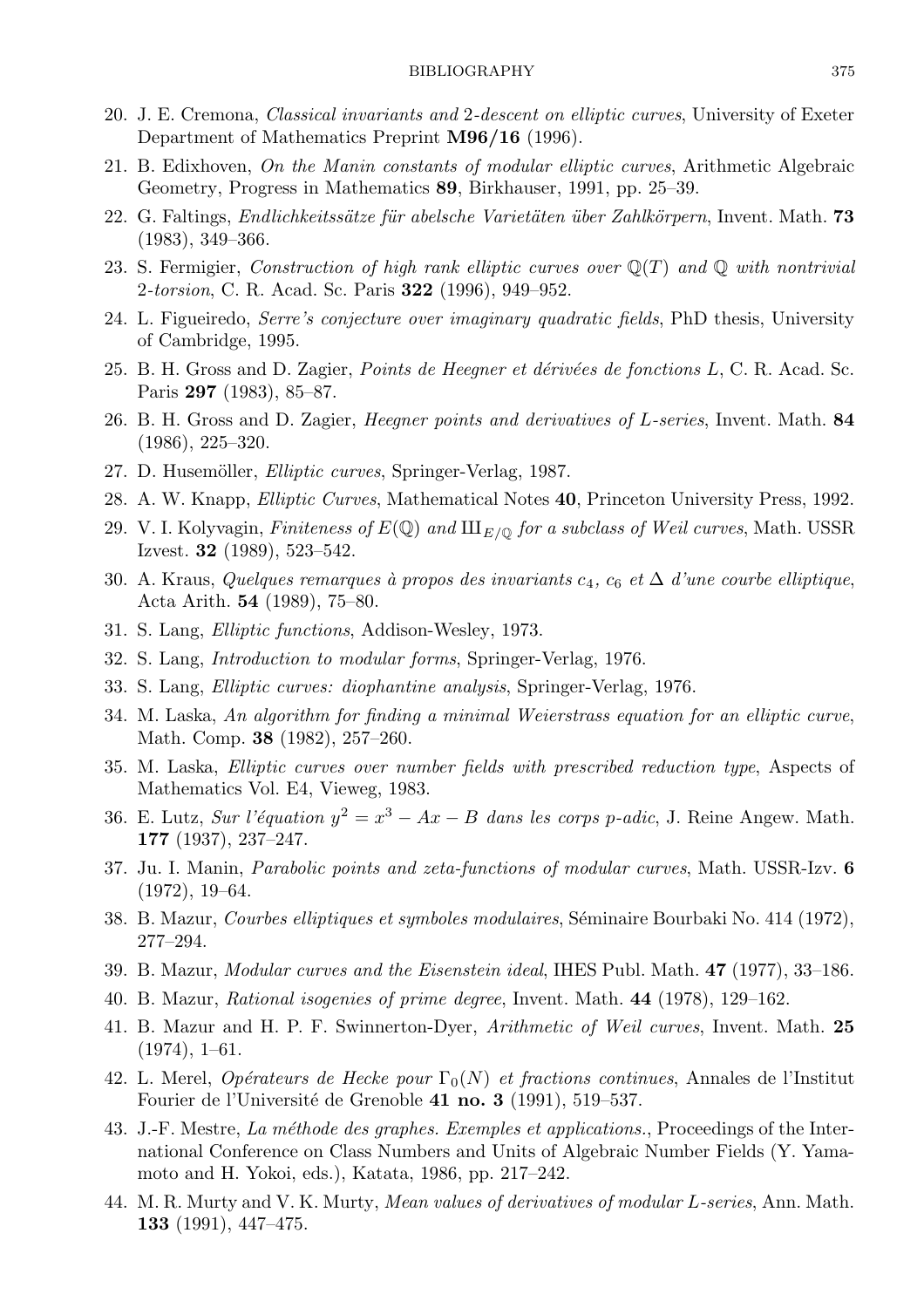20. J. E. Cremona, *Classical invariants and* 2*-descent on elliptic curves*, University of Exeter Department of Mathematics Preprint **M96/16** (1996).
21. B. Edixhoven, *On the Manin constants of modular elliptic curves*, Arithmetic Algebraic Geometry, Progress in Mathematics **89**, Birkhauser, 1991, pp. 25–39.
22. G. Faltings, *Endlichkeitssätze für abelsche Varietäten über Zahlkörpern*, Invent. Math. **73** (1983), 349–366.
23. S. Fermigier, *Construction of high rank elliptic curves over* $\mathbb{Q}(T)$ *and* $\mathbb{Q}$ *with nontrivial* 2*-torsion*, C. R. Acad. Sc. Paris **322** (1996), 949–952.
24. L. Figueiredo, *Serre's conjecture over imaginary quadratic fields*, PhD thesis, University of Cambridge, 1995.
25. B. H. Gross and D. Zagier, *Points de Heegner et dérivées de fonctions L*, C. R. Acad. Sc. Paris **297** (1983), 85–87.
26. B. H. Gross and D. Zagier, *Heegner points and derivatives of L-series*, Invent. Math. **84** (1986), 225–320.
27. D. Husemöller, *Elliptic curves*, Springer-Verlag, 1987.
28. A. W. Knapp, *Elliptic Curves*, Mathematical Notes **40**, Princeton University Press, 1992.
29. V. I. Kolyvagin, *Finiteness of* $E(\mathbb{Q})$ *and* $\text{Ш}_{E/\mathbb{Q}}$ *for a subclass of Weil curves*, Math. USSR Izvest. **32** (1989), 523–542.
30. A. Kraus, *Quelques remarques à propos des invariants* $c_4$*,* $c_6$ *et* $\Delta$ *d'une courbe elliptique*, Acta Arith. **54** (1989), 75–80.
31. S. Lang, *Elliptic functions*, Addison-Wesley, 1973.
32. S. Lang, *Introduction to modular forms*, Springer-Verlag, 1976.
33. S. Lang, *Elliptic curves: diophantine analysis*, Springer-Verlag, 1976.
34. M. Laska, *An algorithm for finding a minimal Weierstrass equation for an elliptic curve*, Math. Comp. **38** (1982), 257–260.
35. M. Laska, *Elliptic curves over number fields with prescribed reduction type*, Aspects of Mathematics Vol. E4, Vieweg, 1983.
36. E. Lutz, *Sur l'équation* $y^2 = x^3 - Ax - B$ *dans les corps p-adic*, J. Reine Angew. Math. **177** (1937), 237–247.
37. Ju. I. Manin, *Parabolic points and zeta-functions of modular curves*, Math. USSR-Izv. **6** (1972), 19–64.
38. B. Mazur, *Courbes elliptiques et symboles modulaires*, Séminaire Bourbaki No. 414 (1972), 277–294.
39. B. Mazur, *Modular curves and the Eisenstein ideal*, IHES Publ. Math. **47** (1977), 33–186.
40. B. Mazur, *Rational isogenies of prime degree*, Invent. Math. **44** (1978), 129–162.
41. B. Mazur and H. P. F. Swinnerton-Dyer, *Arithmetic of Weil curves*, Invent. Math. **25** (1974), 1–61.
42. L. Merel, *Opérateurs de Hecke pour* $\Gamma_0(N)$ *et fractions continues*, Annales de l'Institut Fourier de l'Université de Grenoble **41 no. 3** (1991), 519–537.
43. J.-F. Mestre, *La méthode des graphes. Exemples et applications.*, Proceedings of the International Conference on Class Numbers and Units of Algebraic Number Fields (Y. Yamamoto and H. Yokoi, eds.), Katata, 1986, pp. 217–242.
44. M. R. Murty and V. K. Murty, *Mean values of derivatives of modular L-series*, Ann. Math. **133** (1991), 447–475.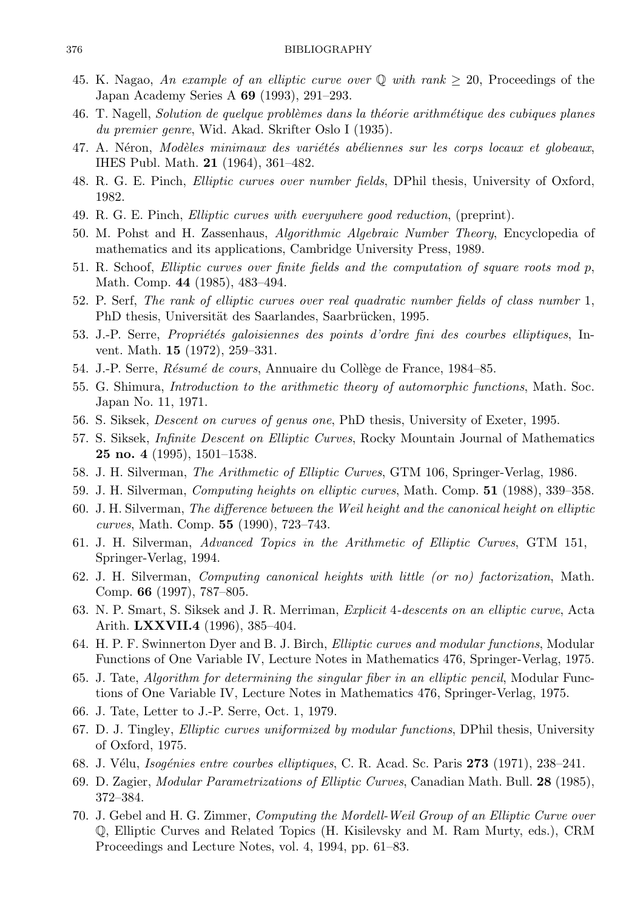45. K. Nagao, *An example of an elliptic curve over $\mathbb{Q}$ with rank $\geq 20$*, Proceedings of the Japan Academy Series A **69** (1993), 291–293.
46. T. Nagell, *Solution de quelque problèmes dans la théorie arithmétique des cubiques planes du premier genre*, Wid. Akad. Skrifter Oslo I (1935).
47. A. Néron, *Modèles minimaux des variétés abéliennes sur les corps locaux et globeaux*, IHES Publ. Math. **21** (1964), 361–482.
48. R. G. E. Pinch, *Elliptic curves over number fields*, DPhil thesis, University of Oxford, 1982.
49. R. G. E. Pinch, *Elliptic curves with everywhere good reduction*, (preprint).
50. M. Pohst and H. Zassenhaus, *Algorithmic Algebraic Number Theory*, Encyclopedia of mathematics and its applications, Cambridge University Press, 1989.
51. R. Schoof, *Elliptic curves over finite fields and the computation of square roots mod p*, Math. Comp. **44** (1985), 483–494.
52. P. Serf, *The rank of elliptic curves over real quadratic number fields of class number* 1, PhD thesis, Universität des Saarlandes, Saarbrücken, 1995.
53. J.-P. Serre, *Propriétés galoisiennes des points d'ordre fini des courbes elliptiques*, Invent. Math. **15** (1972), 259–331.
54. J.-P. Serre, *Résumé de cours*, Annuaire du Collège de France, 1984–85.
55. G. Shimura, *Introduction to the arithmetic theory of automorphic functions*, Math. Soc. Japan No. 11, 1971.
56. S. Siksek, *Descent on curves of genus one*, PhD thesis, University of Exeter, 1995.
57. S. Siksek, *Infinite Descent on Elliptic Curves*, Rocky Mountain Journal of Mathematics **25 no. 4** (1995), 1501–1538.
58. J. H. Silverman, *The Arithmetic of Elliptic Curves*, GTM 106, Springer-Verlag, 1986.
59. J. H. Silverman, *Computing heights on elliptic curves*, Math. Comp. **51** (1988), 339–358.
60. J. H. Silverman, *The difference between the Weil height and the canonical height on elliptic curves*, Math. Comp. **55** (1990), 723–743.
61. J. H. Silverman, *Advanced Topics in the Arithmetic of Elliptic Curves*, GTM 151, Springer-Verlag, 1994.
62. J. H. Silverman, *Computing canonical heights with little (or no) factorization*, Math. Comp. **66** (1997), 787–805.
63. N. P. Smart, S. Siksek and J. R. Merriman, *Explicit* 4*-descents on an elliptic curve*, Acta Arith. **LXXVII.4** (1996), 385–404.
64. H. P. F. Swinnerton Dyer and B. J. Birch, *Elliptic curves and modular functions*, Modular Functions of One Variable IV, Lecture Notes in Mathematics 476, Springer-Verlag, 1975.
65. J. Tate, *Algorithm for determining the singular fiber in an elliptic pencil*, Modular Functions of One Variable IV, Lecture Notes in Mathematics 476, Springer-Verlag, 1975.
66. J. Tate, Letter to J.-P. Serre, Oct. 1, 1979.
67. D. J. Tingley, *Elliptic curves uniformized by modular functions*, DPhil thesis, University of Oxford, 1975.
68. J. Vélu, *Isogénies entre courbes elliptiques*, C. R. Acad. Sc. Paris **273** (1971), 238–241.
69. D. Zagier, *Modular Parametrizations of Elliptic Curves*, Canadian Math. Bull. **28** (1985), 372–384.
70. J. Gebel and H. G. Zimmer, *Computing the Mordell-Weil Group of an Elliptic Curve over* $\mathbb{Q}$, Elliptic Curves and Related Topics (H. Kisilevsky and M. Ram Murty, eds.), CRM Proceedings and Lecture Notes, vol. 4, 1994, pp. 61–83.